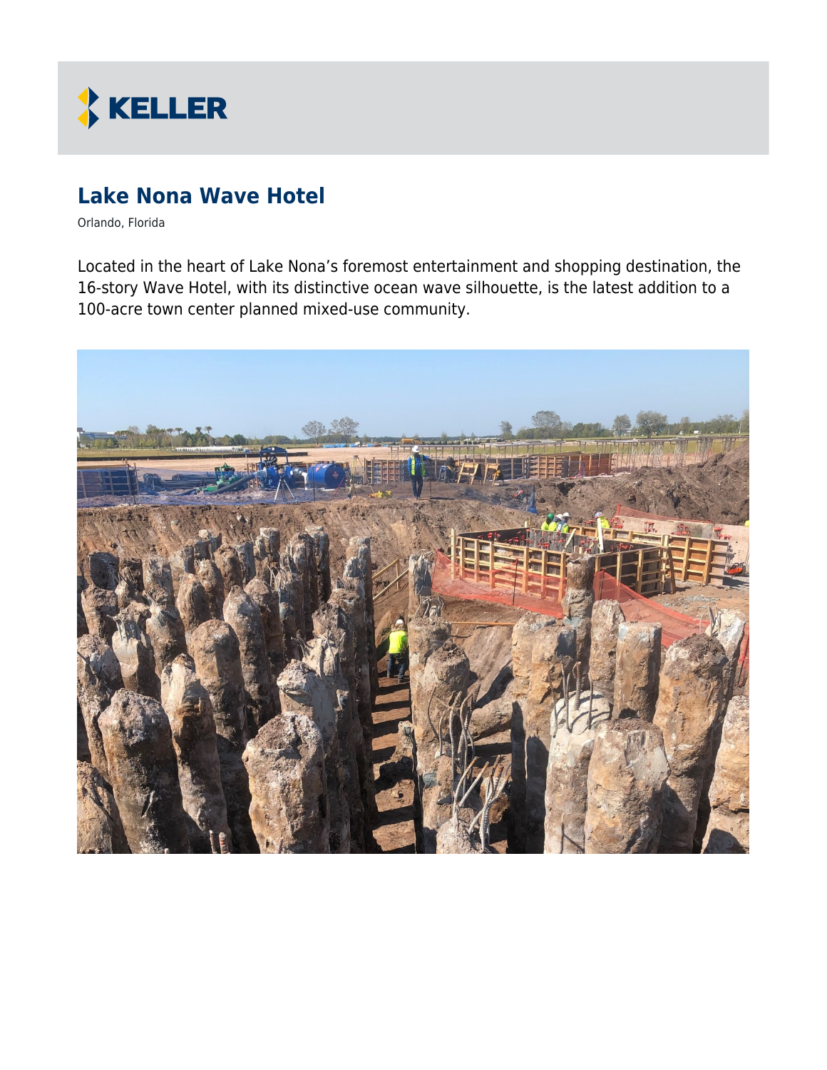KELLER

# Lake Nona Wave Hotel

Orlando, Florida

Located in the heart of Lake Nona's foremost entertainment and shopping destination, the 16-story Wave Hotel, with its distinctive ocean wave silhouette, is the latest addition to a 100-acre town center planned mixed-use community.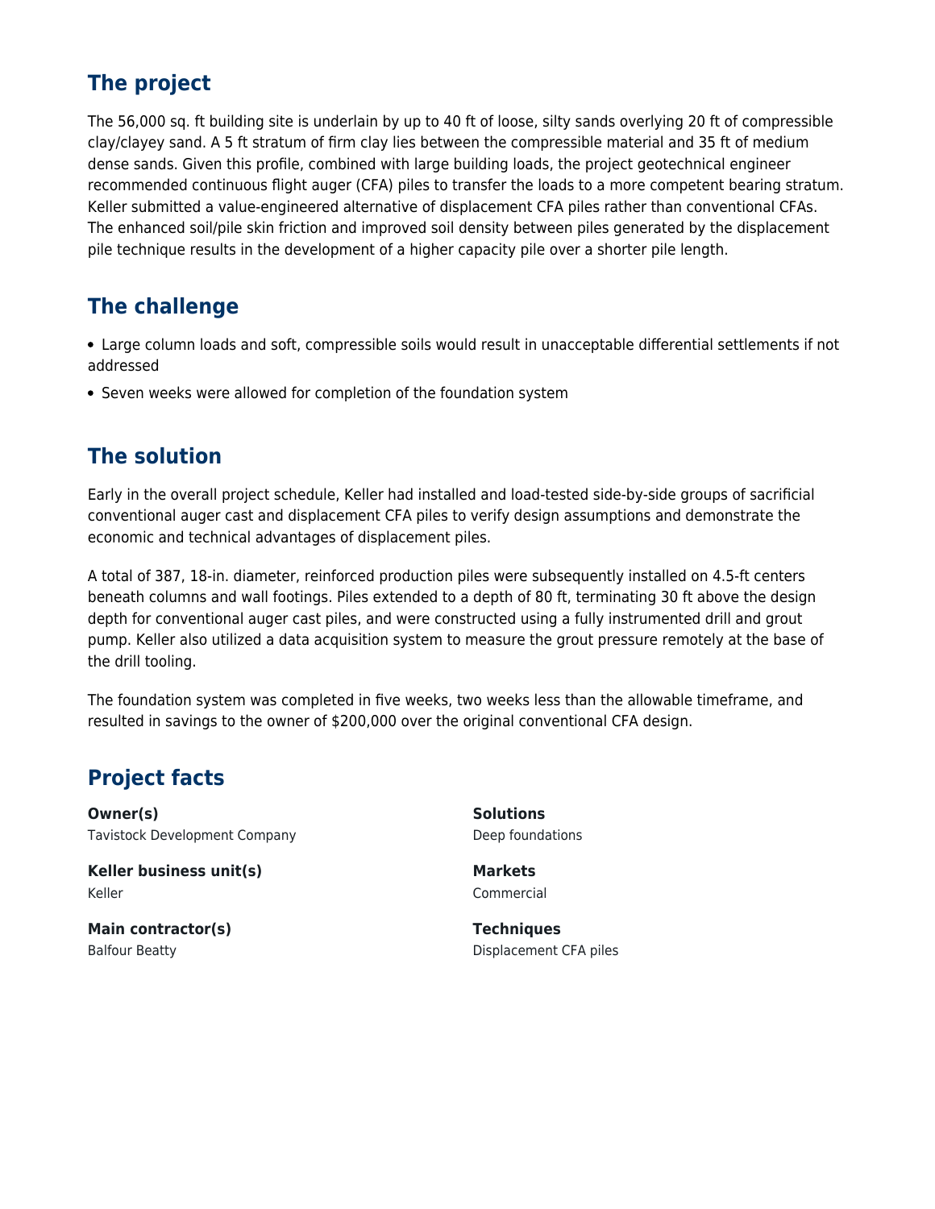## The project

The 56,000 sq. ft building site is underlain by up to 40 ft of loose, silty sands overlying 20 ft of compressible clay/clayey sand. A 5 ft stratum of firm clay lies between the compressible material and 35 ft of medium dense sands. Given this profile, combined with large building loads, the project geotechnical engineer recommended continuous flight auger (CFA) piles to transfer the loads to a more competent bearing stratum. Keller submitted a value-engineered alternative of displacement CFA piles rather than conventional CFAs. The enhanced soil/pile skin friction and improved soil density between piles generated by the displacement pile technique results in the development of a higher capacity pile over a shorter pile length.

## The challenge

- Large column loads and soft, compressible soils would result in unacceptable differential settlements if not addressed
- Seven weeks were allowed for completion of the foundation system

## The solution

Early in the overall project schedule, Keller had installed and load-tested side-by-side groups of sacrificial conventional auger cast and displacement CFA piles to verify design assumptions and demonstrate the economic and technical advantages of displacement piles.

A total of 387, 18-in. diameter, reinforced production piles were subsequently installed on 4.5-ft centers beneath columns and wall footings. Piles extended to a depth of 80 ft, terminating 30 ft above the design depth for conventional auger cast piles, and were constructed using a fully instrumented drill and grout pump. Keller also utilized a data acquisition system to measure the grout pressure remotely at the base of the drill tooling.

The foundation system was completed in five weeks, two weeks less than the allowable timeframe, and resulted in savings to the owner of $200,000 over the original conventional CFA design.

## Project facts

**Owner(s)**
Tavistock Development Company

**Keller business unit(s)**
Keller

**Main contractor(s)**
Balfour Beatty

**Solutions**
Deep foundations

**Markets**
Commercial

**Techniques**
Displacement CFA piles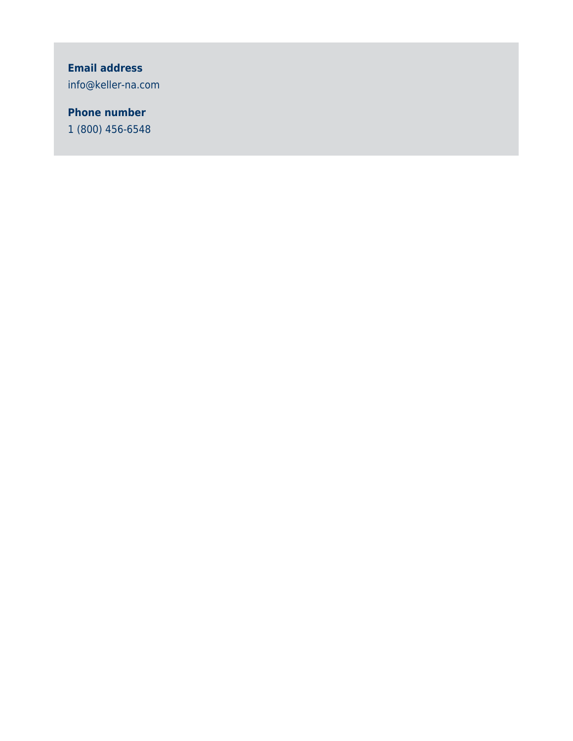**Email address**

info@keller-na.com

**Phone number**

1 (800) 456-6548